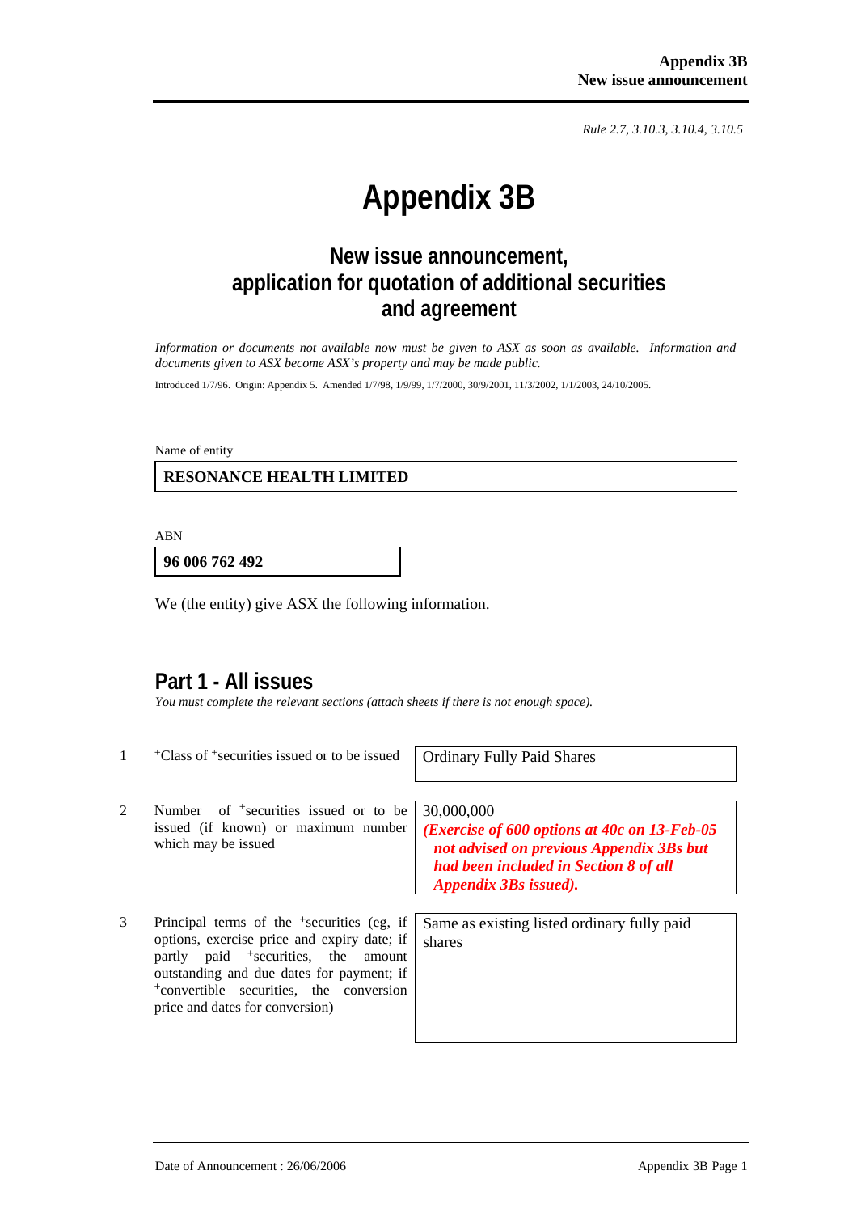Rule 2.7, 3.10.3, 3.10.4, 3.10.5

# Appendix 3B

## New issue announcement, application for quotation of additional securities and agreement

*Information or documents not available now must be given to ASX as soon as available. Information and documents given to ASX become ASX's property and may be made public.*

Introduced 1/7/96. Origin: Appendix 5. Amended 1/7/98, 1/9/99, 1/7/2000, 30/9/2001, 11/3/2002, 1/1/2003, 24/10/2005.

Name of entity

**RESONANCE HEALTH LIMITED**

ABN

**96 006 762 492**

We (the entity) give ASX the following information.

## Part 1 - All issues

*You must complete the relevant sections (attach sheets if there is not enough space).*

| | | |
|---|---|---|
| 1 | +Class of +securities issued or to be issued | Ordinary Fully Paid Shares |
| 2 | Number of +securities issued or to be issued (if known) or maximum number which may be issued | 30,000,000 ***(Exercise of 600 options at 40c on 13-Feb-05 not advised on previous Appendix 3Bs but had been included in Section 8 of all Appendix 3Bs issued).*** |
| 3 | Principal terms of the +securities (eg, if options, exercise price and expiry date; if partly paid +securities, the amount outstanding and due dates for payment; if +convertible securities, the conversion price and dates for conversion) | Same as existing listed ordinary fully paid shares |

Date of Announcement : 26/06/2006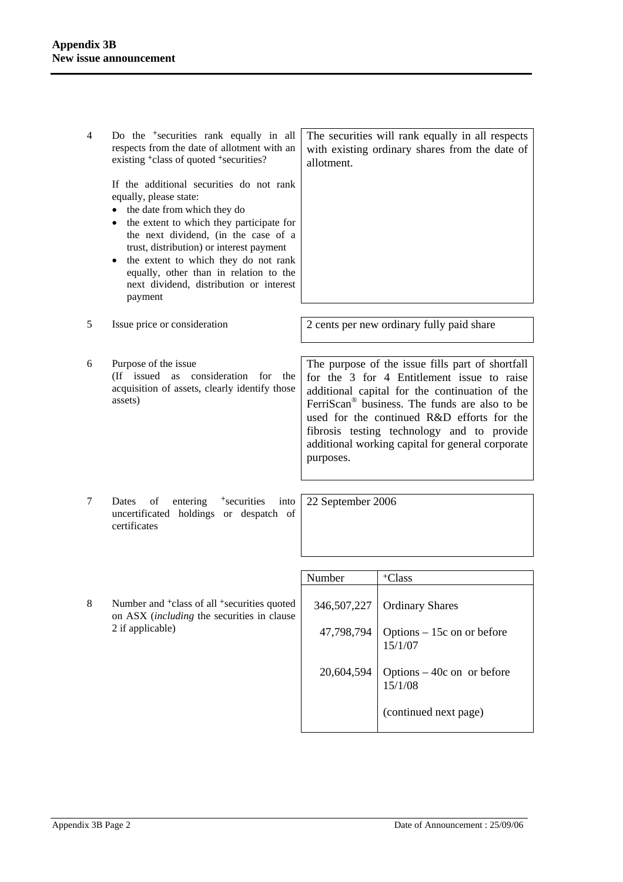| | | |
|---|---|---|
| 4 | Do the +securities rank equally in all respects from the date of allotment with an existing +class of quoted +securities?<br><br>If the additional securities do not rank equally, please state:<br>• the date from which they do<br>• the extent to which they participate for the next dividend, (in the case of a trust, distribution) or interest payment<br>• the extent to which they do not rank equally, other than in relation to the next dividend, distribution or interest payment | The securities will rank equally in all respects with existing ordinary shares from the date of allotment. |
| 5 | Issue price or consideration | 2 cents per new ordinary fully paid share |
| 6 | Purpose of the issue<br>(If issued as consideration for the acquisition of assets, clearly identify those assets) | The purpose of the issue fills part of shortfall for the 3 for 4 Entitlement issue to raise additional capital for the continuation of the FerriScan® business. The funds are also to be used for the continued R&D efforts for the fibrosis testing technology and to provide additional working capital for general corporate purposes. |
| 7 | Dates of entering +securities into uncertificated holdings or despatch of certificates | 22 September 2006 |

| | | Number | +Class |
|---|---|---|---|
| 8 | Number and +class of all +securities quoted on ASX (*including* the securities in clause 2 if applicable) | 346,507,227 | Ordinary Shares |
| | | 47,798,794 | Options – 15c on or before 15/1/07 |
| | | 20,604,594 | Options – 40c on or before 15/1/08 |
| | | | (continued next page) |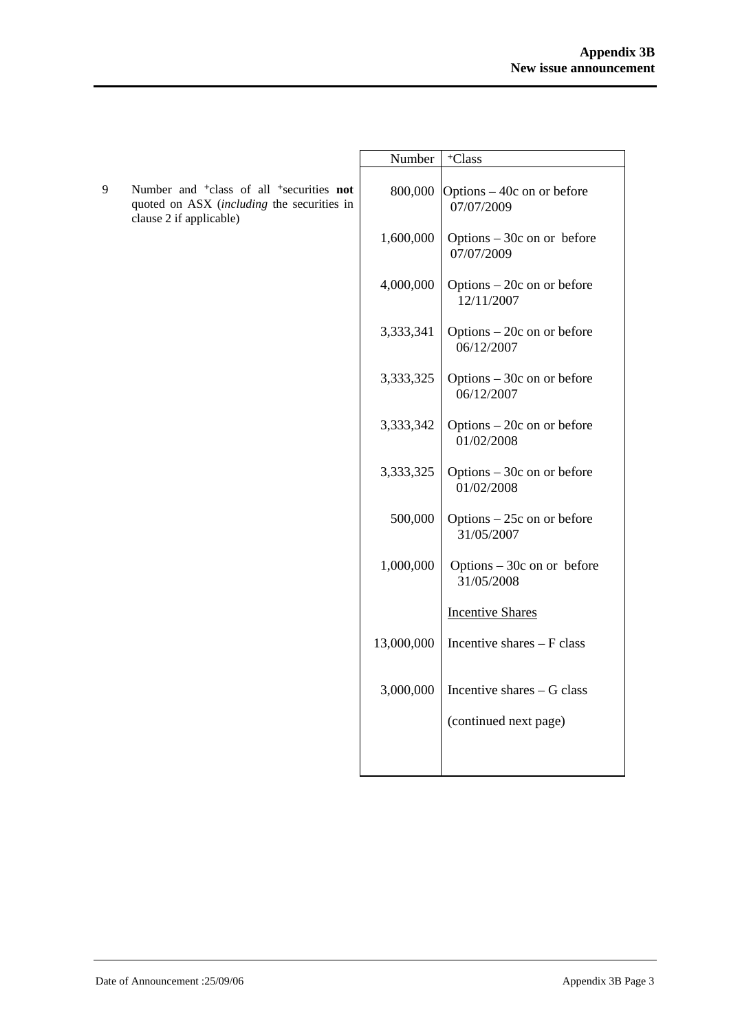| | Number | +Class |
|---|---|---|
| 9 Number and +class of all +securities **not** quoted on ASX (*including* the securities in clause 2 if applicable) | 800,000 | Options – 40c on or before 07/07/2009 |
| | 1,600,000 | Options – 30c on or before 07/07/2009 |
| | 4,000,000 | Options – 20c on or before 12/11/2007 |
| | 3,333,341 | Options – 20c on or before 06/12/2007 |
| | 3,333,325 | Options – 30c on or before 06/12/2007 |
| | 3,333,342 | Options – 20c on or before 01/02/2008 |
| | 3,333,325 | Options – 30c on or before 01/02/2008 |
| | 500,000 | Options – 25c on or before 31/05/2007 |
| | 1,000,000 | Options – 30c on or before 31/05/2008 |
| | | Incentive Shares |
| | 13,000,000 | Incentive shares – F class |
| | 3,000,000 | Incentive shares – G class |
| | | (continued next page) |

Date of Announcement :25/09/06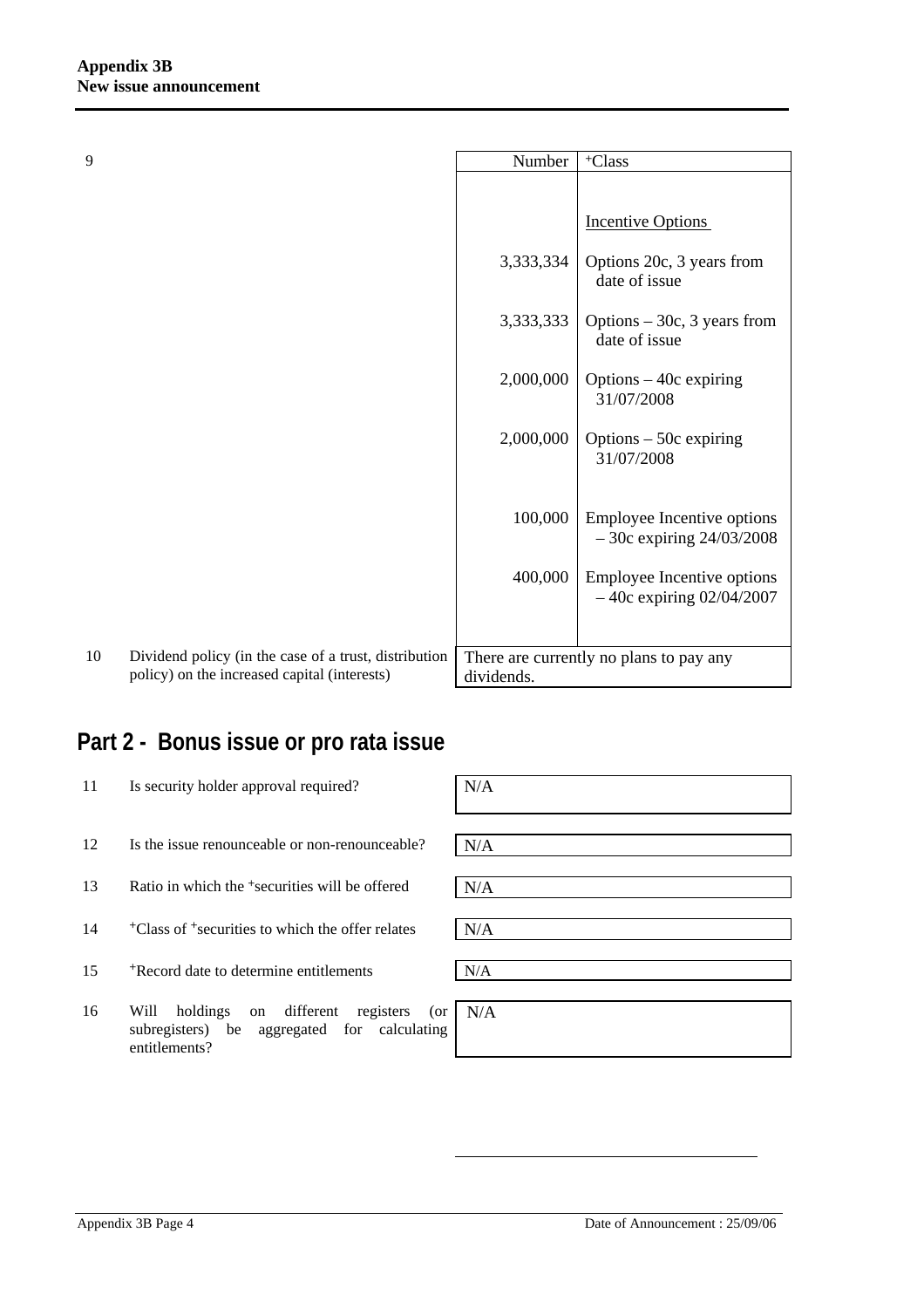| 9 | | Number | +Class |
|---|---|---|---|
| | | | Incentive Options |
| | | 3,333,334 | Options 20c, 3 years from date of issue |
| | | 3,333,333 | Options – 30c, 3 years from date of issue |
| | | 2,000,000 | Options – 40c expiring 31/07/2008 |
| | | 2,000,000 | Options – 50c expiring 31/07/2008 |
| | | 100,000 | Employee Incentive options – 30c expiring 24/03/2008 |
| | | 400,000 | Employee Incentive options – 40c expiring 02/04/2007 |
| 10 | Dividend policy (in the case of a trust, distribution policy) on the increased capital (interests) | There are currently no plans to pay any dividends. | |

## Part 2 - Bonus issue or pro rata issue

| | | |
|---|---|---|
| 11 | Is security holder approval required? | N/A |
| 12 | Is the issue renounceable or non-renounceable? | N/A |
| 13 | Ratio in which the +securities will be offered | N/A |
| 14 | +Class of +securities to which the offer relates | N/A |
| 15 | +Record date to determine entitlements | N/A |
| 16 | Will holdings on different registers (or subregisters) be aggregated for calculating entitlements? | N/A |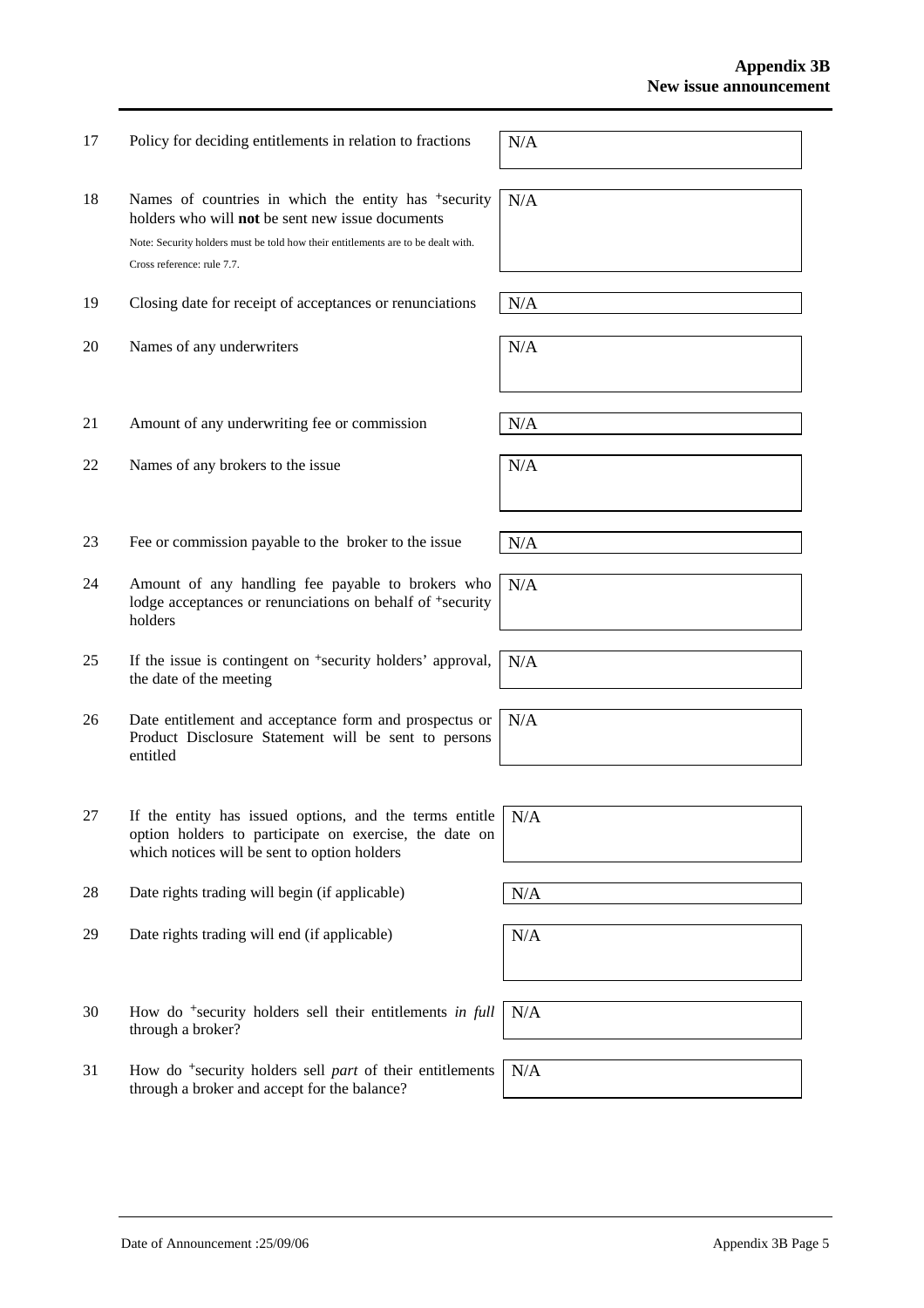| | | |
|---|---|---|
| 17 | Policy for deciding entitlements in relation to fractions | N/A |
| 18 | Names of countries in which the entity has +security holders who will **not** be sent new issue documents<br>Note: Security holders must be told how their entitlements are to be dealt with.<br>Cross reference: rule 7.7. | N/A |
| 19 | Closing date for receipt of acceptances or renunciations | N/A |
| 20 | Names of any underwriters | N/A |
| 21 | Amount of any underwriting fee or commission | N/A |
| 22 | Names of any brokers to the issue | N/A |
| 23 | Fee or commission payable to the broker to the issue | N/A |
| 24 | Amount of any handling fee payable to brokers who lodge acceptances or renunciations on behalf of +security holders | N/A |
| 25 | If the issue is contingent on +security holders' approval, the date of the meeting | N/A |
| 26 | Date entitlement and acceptance form and prospectus or Product Disclosure Statement will be sent to persons entitled | N/A |
| 27 | If the entity has issued options, and the terms entitle option holders to participate on exercise, the date on which notices will be sent to option holders | N/A |
| 28 | Date rights trading will begin (if applicable) | N/A |
| 29 | Date rights trading will end (if applicable) | N/A |
| 30 | How do +security holders sell their entitlements *in full* through a broker? | N/A |
| 31 | How do +security holders sell *part* of their entitlements through a broker and accept for the balance? | N/A |

Date of Announcement :25/09/06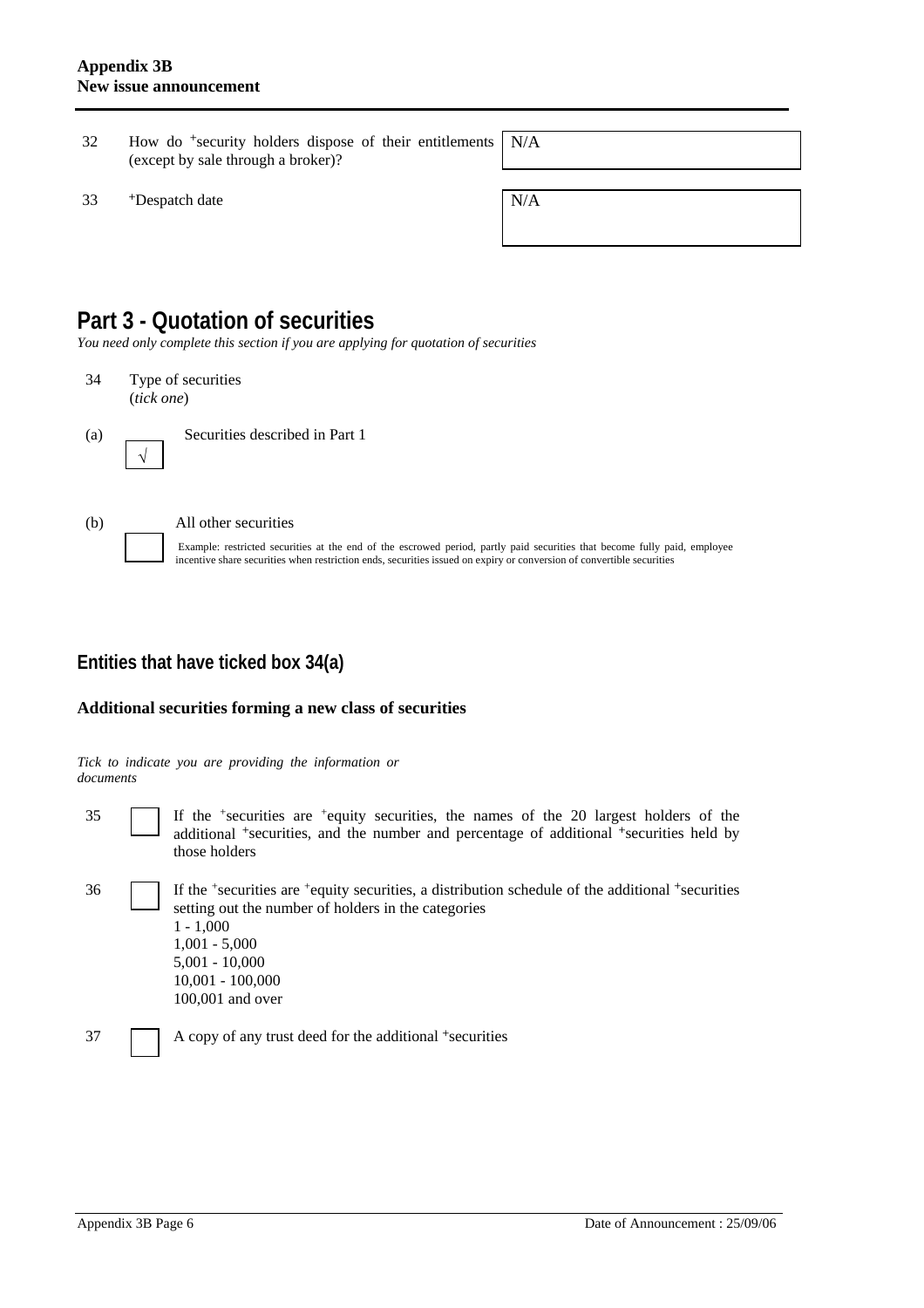| | | |
|---|---|---|
| 32 | How do +security holders dispose of their entitlements (except by sale through a broker)? | N/A |
| 33 | +Despatch date | N/A |

## Part 3 - Quotation of securities

*You need only complete this section if you are applying for quotation of securities*

34 Type of securities (*tick one*)

(a) [√] Securities described in Part 1

(b) [ ] All other securities

Example: restricted securities at the end of the escrowed period, partly paid securities that become fully paid, employee incentive share securities when restriction ends, securities issued on expiry or conversion of convertible securities

### Entities that have ticked box 34(a)

**Additional securities forming a new class of securities**

*Tick to indicate you are providing the information or documents*

35 [ ] If the +securities are +equity securities, the names of the 20 largest holders of the additional +securities, and the number and percentage of additional +securities held by those holders

36 [ ] If the +securities are +equity securities, a distribution schedule of the additional +securities setting out the number of holders in the categories
1 - 1,000
1,001 - 5,000
5,001 - 10,000
10,001 - 100,000
100,001 and over

37 [ ] A copy of any trust deed for the additional +securities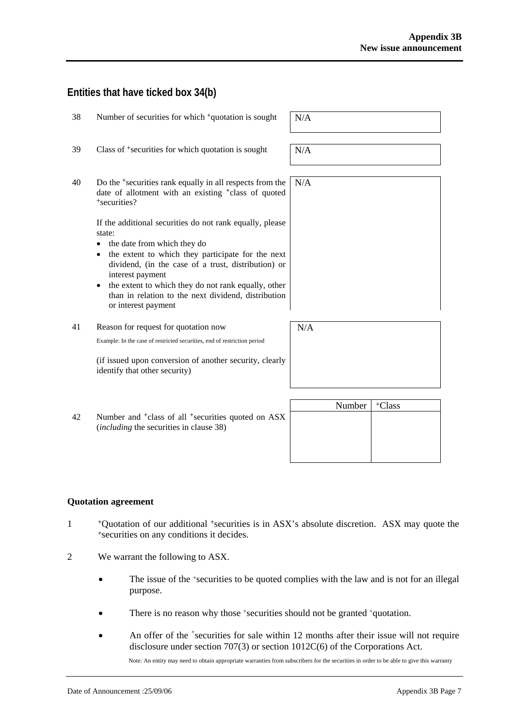## Entities that have ticked box 34(b)

| | | |
|---|---|---|
| 38 | Number of securities for which +quotation is sought | N/A |
| 39 | Class of +securities for which quotation is sought | N/A |
| 40 | Do the +securities rank equally in all respects from the date of allotment with an existing +class of quoted +securities?<br><br>If the additional securities do not rank equally, please state:<br>• the date from which they do<br>• the extent to which they participate for the next dividend, (in the case of a trust, distribution) or interest payment<br>• the extent to which they do not rank equally, other than in relation to the next dividend, distribution or interest payment | N/A |
| 41 | Reason for request for quotation now<br><br>Example: In the case of restricted securities, end of restriction period<br><br>(if issued upon conversion of another security, clearly identify that other security) | N/A |

42 Number and +class of all +securities quoted on ASX (*including* the securities in clause 38)

| Number | +Class |
|---|---|
| | |

**Quotation agreement**

1. +Quotation of our additional +securities is in ASX's absolute discretion. ASX may quote the +securities on any conditions it decides.

2. We warrant the following to ASX.

   - The issue of the +securities to be quoted complies with the law and is not for an illegal purpose.

   - There is no reason why those +securities should not be granted +quotation.

   - An offer of the +securities for sale within 12 months after their issue will not require disclosure under section 707(3) or section 1012C(6) of the Corporations Act.

     Note: An entity may need to obtain appropriate warranties from subscribers for the securities in order to be able to give this warranty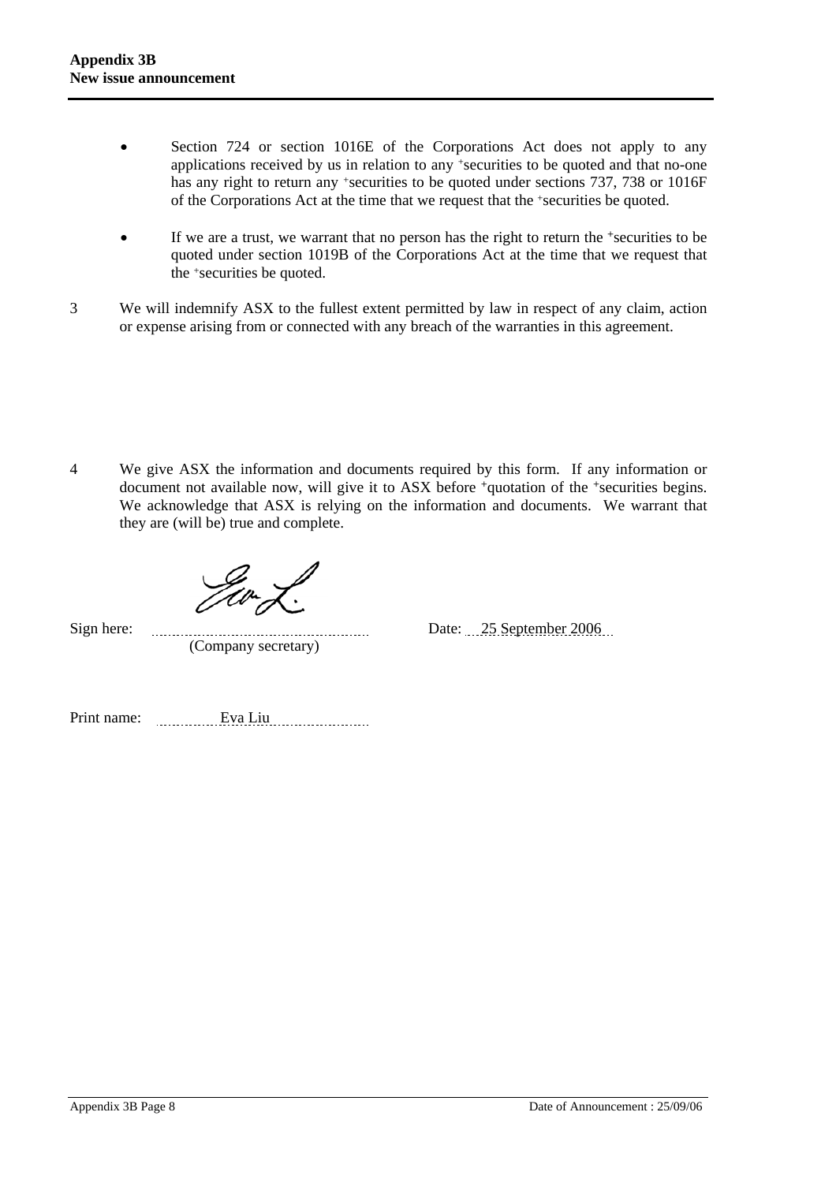- Section 724 or section 1016E of the Corporations Act does not apply to any applications received by us in relation to any +securities to be quoted and that no-one has any right to return any +securities to be quoted under sections 737, 738 or 1016F of the Corporations Act at the time that we request that the +securities be quoted.

- If we are a trust, we warrant that no person has the right to return the +securities to be quoted under section 1019B of the Corporations Act at the time that we request that the +securities be quoted.

3 We will indemnify ASX to the fullest extent permitted by law in respect of any claim, action or expense arising from or connected with any breach of the warranties in this agreement.

4 We give ASX the information and documents required by this form. If any information or document not available now, will give it to ASX before +quotation of the +securities begins. We acknowledge that ASX is relying on the information and documents. We warrant that they are (will be) true and complete.

Sign here: ............................................ (Company secretary)    Date: 25 September 2006

Print name: Eva Liu